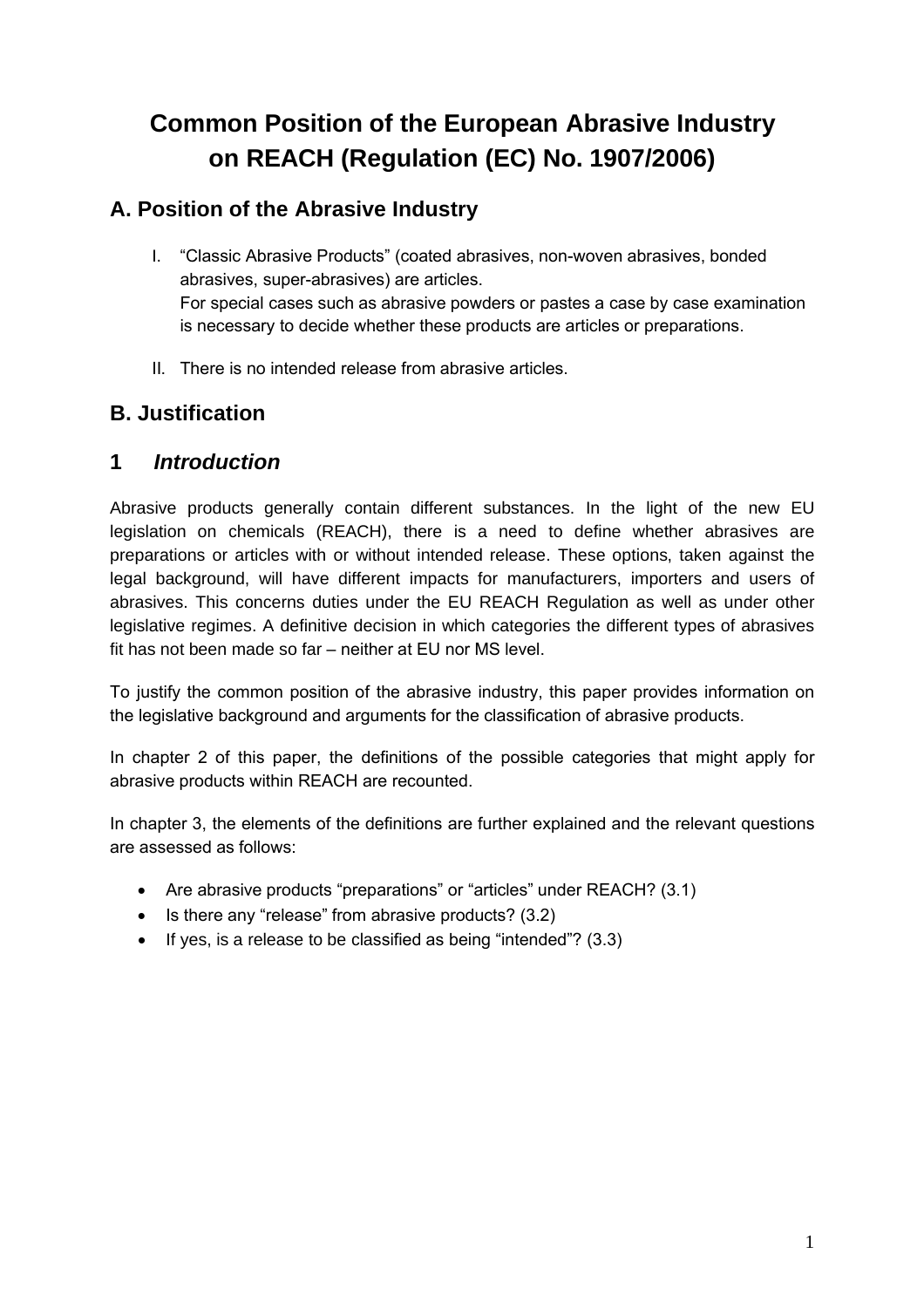# Common Position of the European Abrasive Industry on REACH (Regulation (EC) No. 1907/2006)

## A. Position of the Abrasive Industry

I. "Classic Abrasive Products" (coated abrasives, non-woven abrasives, bonded abrasives, super-abrasives) are articles.
   For special cases such as abrasive powders or pastes a case by case examination is necessary to decide whether these products are articles or preparations.

II. There is no intended release from abrasive articles.

## B. Justification

## 1 *Introduction*

Abrasive products generally contain different substances. In the light of the new EU legislation on chemicals (REACH), there is a need to define whether abrasives are preparations or articles with or without intended release. These options, taken against the legal background, will have different impacts for manufacturers, importers and users of abrasives. This concerns duties under the EU REACH Regulation as well as under other legislative regimes. A definitive decision in which categories the different types of abrasives fit has not been made so far – neither at EU nor MS level.

To justify the common position of the abrasive industry, this paper provides information on the legislative background and arguments for the classification of abrasive products.

In chapter 2 of this paper, the definitions of the possible categories that might apply for abrasive products within REACH are recounted.

In chapter 3, the elements of the definitions are further explained and the relevant questions are assessed as follows:

- Are abrasive products "preparations" or "articles" under REACH? (3.1)
- Is there any "release" from abrasive products? (3.2)
- If yes, is a release to be classified as being "intended"? (3.3)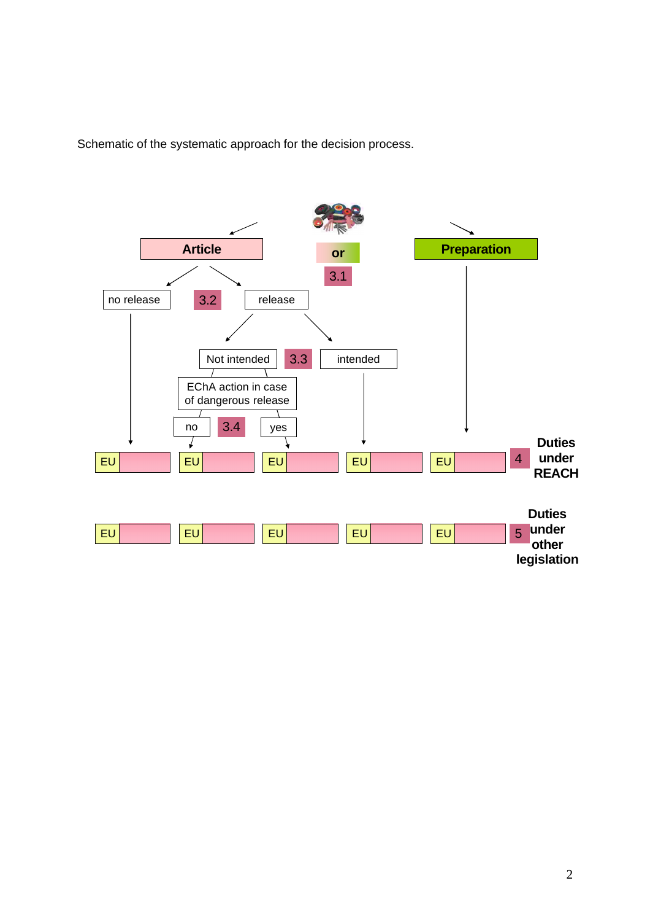Schematic of the systematic approach for the decision process.

Article

or

Preparation

3.1

no release

3.2

release

Not intended

3.3

intended

EChA action in case of dangerous release

no

3.4

yes

EU

EU

EU

EU

EU

4

Duties under REACH

EU

EU

EU

EU

EU

5

Duties under other legislation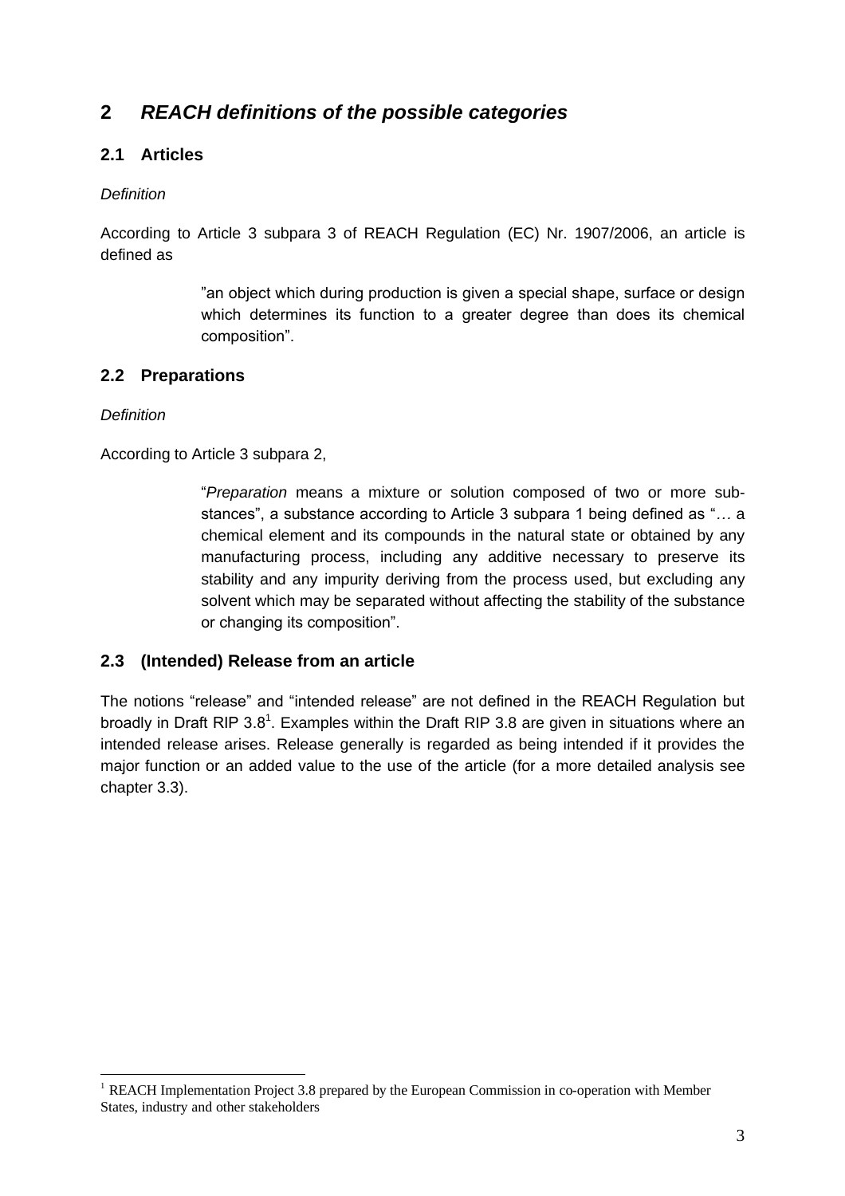# 2 *REACH definitions of the possible categories*

## 2.1 Articles

*Definition*

According to Article 3 subpara 3 of REACH Regulation (EC) Nr. 1907/2006, an article is defined as

> ”an object which during production is given a special shape, surface or design which determines its function to a greater degree than does its chemical composition”.

## 2.2 Preparations

*Definition*

According to Article 3 subpara 2,

> “*Preparation* means a mixture or solution composed of two or more sub-stances”, a substance according to Article 3 subpara 1 being defined as “… a chemical element and its compounds in the natural state or obtained by any manufacturing process, including any additive necessary to preserve its stability and any impurity deriving from the process used, but excluding any solvent which may be separated without affecting the stability of the substance or changing its composition”.

## 2.3 (Intended) Release from an article

The notions “release” and “intended release” are not defined in the REACH Regulation but broadly in Draft RIP 3.8[1]. Examples within the Draft RIP 3.8 are given in situations where an intended release arises. Release generally is regarded as being intended if it provides the major function or an added value to the use of the article (for a more detailed analysis see chapter 3.3).

[1] REACH Implementation Project 3.8 prepared by the European Commission in co-operation with Member States, industry and other stakeholders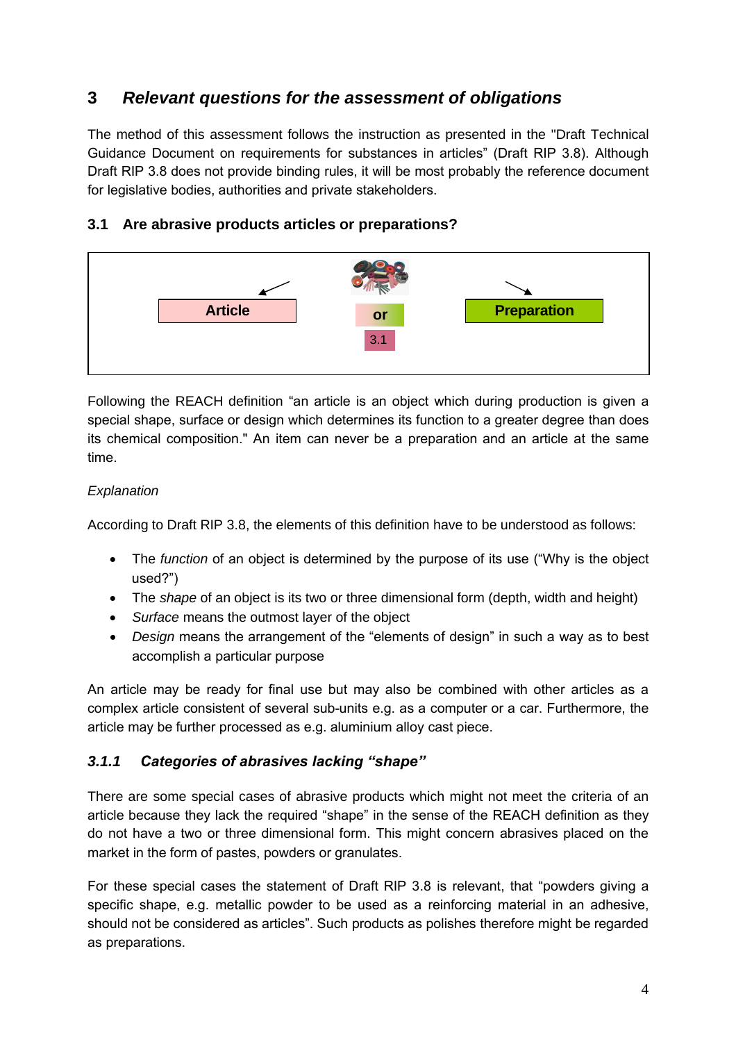## 3 *Relevant questions for the assessment of obligations*

The method of this assessment follows the instruction as presented in the "Draft Technical Guidance Document on requirements for substances in articles" (Draft RIP 3.8). Although Draft RIP 3.8 does not provide binding rules, it will be most probably the reference document for legislative bodies, authorities and private stakeholders.

### 3.1 Are abrasive products articles or preparations?

Article

or

3.1

Preparation

Following the REACH definition "an article is an object which during production is given a special shape, surface or design which determines its function to a greater degree than does its chemical composition." An item can never be a preparation and an article at the same time.

*Explanation*

According to Draft RIP 3.8, the elements of this definition have to be understood as follows:

- The *function* of an object is determined by the purpose of its use ("Why is the object used?")
- The *shape* of an object is its two or three dimensional form (depth, width and height)
- *Surface* means the outmost layer of the object
- *Design* means the arrangement of the "elements of design" in such a way as to best accomplish a particular purpose

An article may be ready for final use but may also be combined with other articles as a complex article consistent of several sub-units e.g. as a computer or a car. Furthermore, the article may be further processed as e.g. aluminium alloy cast piece.

### *3.1.1 Categories of abrasives lacking "shape"*

There are some special cases of abrasive products which might not meet the criteria of an article because they lack the required "shape" in the sense of the REACH definition as they do not have a two or three dimensional form. This might concern abrasives placed on the market in the form of pastes, powders or granulates.

For these special cases the statement of Draft RIP 3.8 is relevant, that "powders giving a specific shape, e.g. metallic powder to be used as a reinforcing material in an adhesive, should not be considered as articles". Such products as polishes therefore might be regarded as preparations.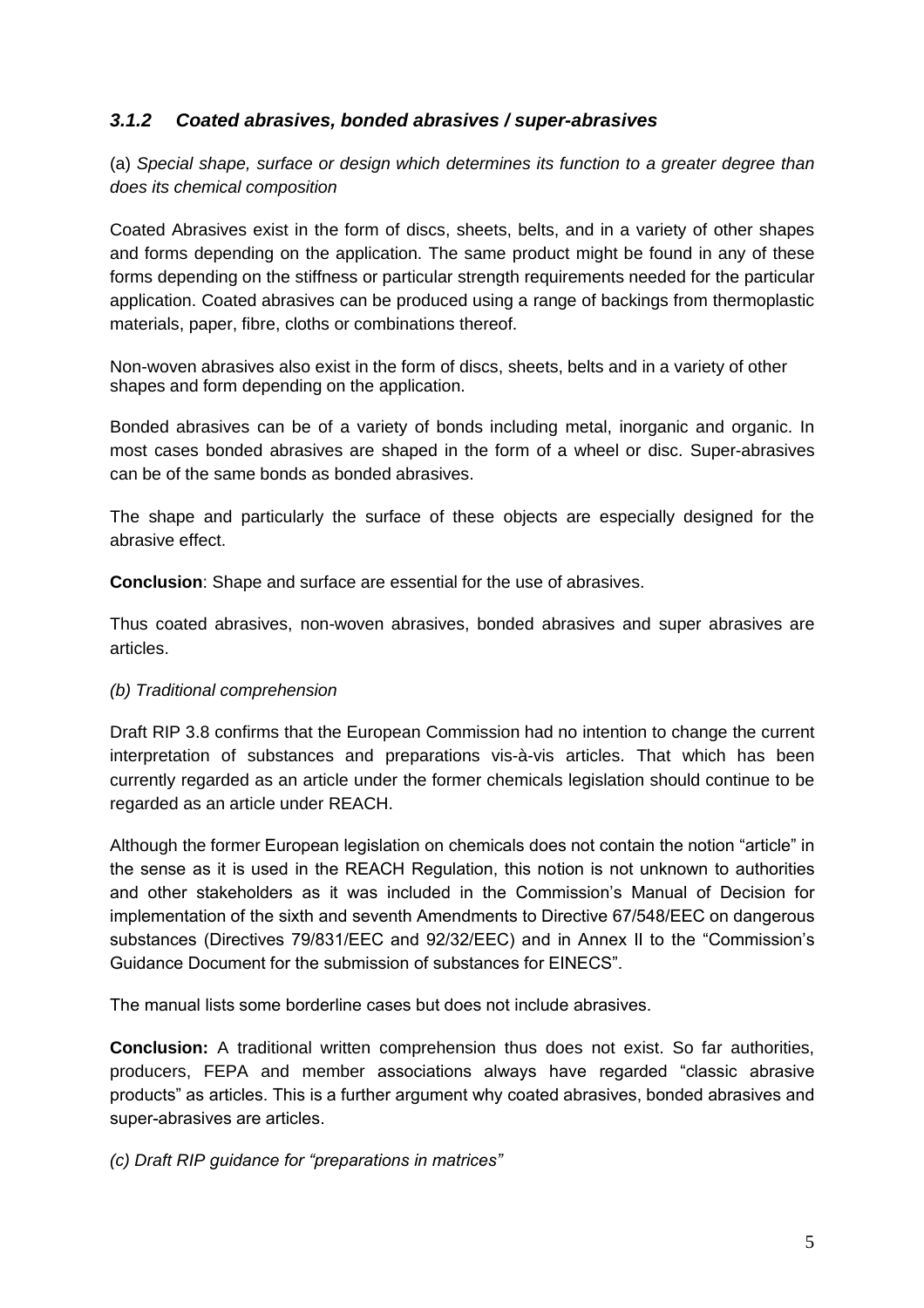### *3.1.2 Coated abrasives, bonded abrasives / super-abrasives*

(a) *Special shape, surface or design which determines its function to a greater degree than does its chemical composition*

Coated Abrasives exist in the form of discs, sheets, belts, and in a variety of other shapes and forms depending on the application. The same product might be found in any of these forms depending on the stiffness or particular strength requirements needed for the particular application. Coated abrasives can be produced using a range of backings from thermoplastic materials, paper, fibre, cloths or combinations thereof.

Non-woven abrasives also exist in the form of discs, sheets, belts and in a variety of other shapes and form depending on the application.

Bonded abrasives can be of a variety of bonds including metal, inorganic and organic. In most cases bonded abrasives are shaped in the form of a wheel or disc. Super-abrasives can be of the same bonds as bonded abrasives.

The shape and particularly the surface of these objects are especially designed for the abrasive effect.

**Conclusion**: Shape and surface are essential for the use of abrasives.

Thus coated abrasives, non-woven abrasives, bonded abrasives and super abrasives are articles.

*(b) Traditional comprehension*

Draft RIP 3.8 confirms that the European Commission had no intention to change the current interpretation of substances and preparations vis-à-vis articles. That which has been currently regarded as an article under the former chemicals legislation should continue to be regarded as an article under REACH.

Although the former European legislation on chemicals does not contain the notion "article" in the sense as it is used in the REACH Regulation, this notion is not unknown to authorities and other stakeholders as it was included in the Commission's Manual of Decision for implementation of the sixth and seventh Amendments to Directive 67/548/EEC on dangerous substances (Directives 79/831/EEC and 92/32/EEC) and in Annex II to the "Commission's Guidance Document for the submission of substances for EINECS".

The manual lists some borderline cases but does not include abrasives.

**Conclusion:** A traditional written comprehension thus does not exist. So far authorities, producers, FEPA and member associations always have regarded "classic abrasive products" as articles. This is a further argument why coated abrasives, bonded abrasives and super-abrasives are articles.

*(c) Draft RIP guidance for "preparations in matrices"*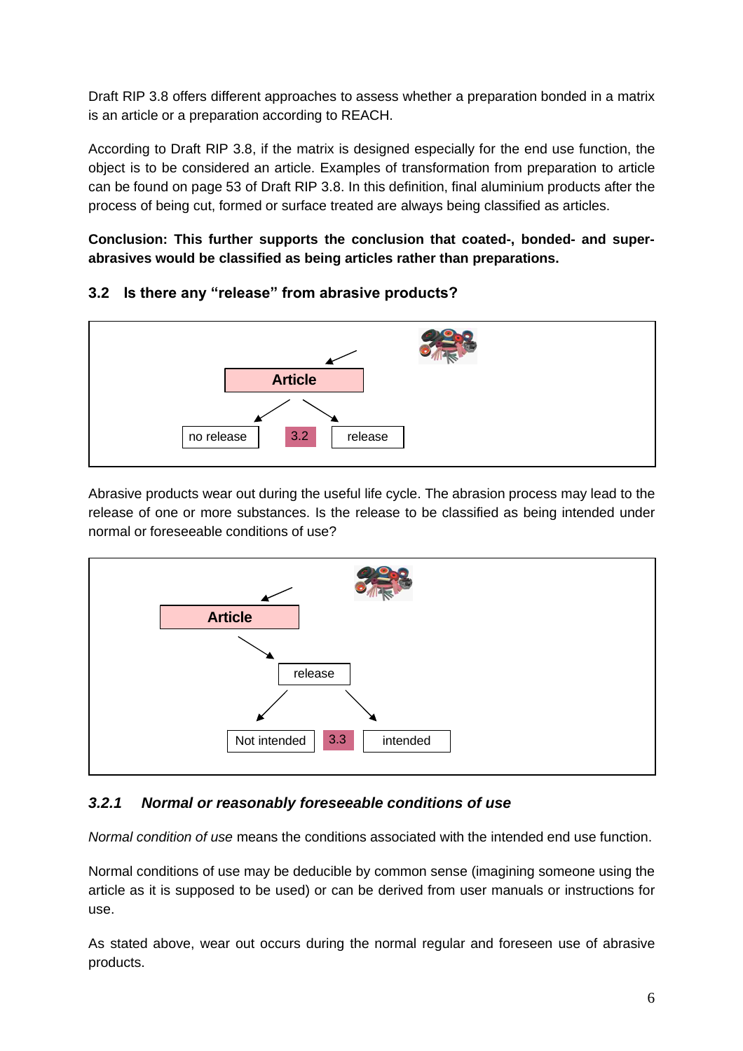Draft RIP 3.8 offers different approaches to assess whether a preparation bonded in a matrix is an article or a preparation according to REACH.

According to Draft RIP 3.8, if the matrix is designed especially for the end use function, the object is to be considered an article. Examples of transformation from preparation to article can be found on page 53 of Draft RIP 3.8. In this definition, final aluminium products after the process of being cut, formed or surface treated are always being classified as articles.

**Conclusion: This further supports the conclusion that coated-, bonded- and super-abrasives would be classified as being articles rather than preparations.**

## 3.2 Is there any "release" from abrasive products?

Article

no release

3.2

release

Abrasive products wear out during the useful life cycle. The abrasion process may lead to the release of one or more substances. Is the release to be classified as being intended under normal or foreseeable conditions of use?

Article

release

Not intended

3.3

intended

### *3.2.1 Normal or reasonably foreseeable conditions of use*

*Normal condition of use* means the conditions associated with the intended end use function.

Normal conditions of use may be deducible by common sense (imagining someone using the article as it is supposed to be used) or can be derived from user manuals or instructions for use.

As stated above, wear out occurs during the normal regular and foreseen use of abrasive products.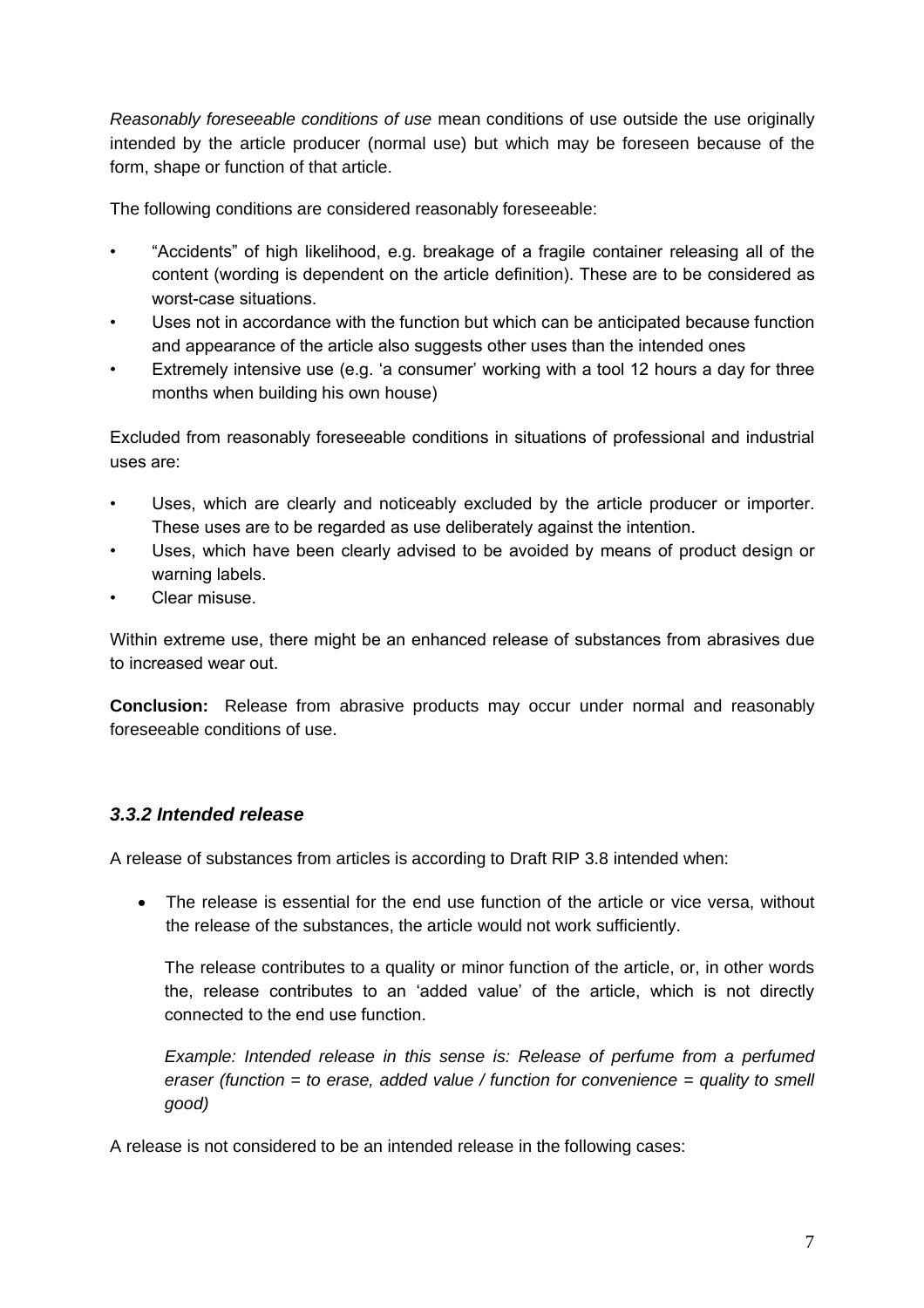*Reasonably foreseeable conditions of use* mean conditions of use outside the use originally intended by the article producer (normal use) but which may be foreseen because of the form, shape or function of that article.

The following conditions are considered reasonably foreseeable:

- "Accidents" of high likelihood, e.g. breakage of a fragile container releasing all of the content (wording is dependent on the article definition). These are to be considered as worst-case situations.
- Uses not in accordance with the function but which can be anticipated because function and appearance of the article also suggests other uses than the intended ones
- Extremely intensive use (e.g. 'a consumer' working with a tool 12 hours a day for three months when building his own house)

Excluded from reasonably foreseeable conditions in situations of professional and industrial uses are:

- Uses, which are clearly and noticeably excluded by the article producer or importer. These uses are to be regarded as use deliberately against the intention.
- Uses, which have been clearly advised to be avoided by means of product design or warning labels.
- Clear misuse.

Within extreme use, there might be an enhanced release of substances from abrasives due to increased wear out.

**Conclusion:** Release from abrasive products may occur under normal and reasonably foreseeable conditions of use.

### *3.3.2 Intended release*

A release of substances from articles is according to Draft RIP 3.8 intended when:

- The release is essential for the end use function of the article or vice versa, without the release of the substances, the article would not work sufficiently.

  The release contributes to a quality or minor function of the article, or, in other words the, release contributes to an 'added value' of the article, which is not directly connected to the end use function.

  *Example: Intended release in this sense is: Release of perfume from a perfumed eraser (function = to erase, added value / function for convenience = quality to smell good)*

A release is not considered to be an intended release in the following cases: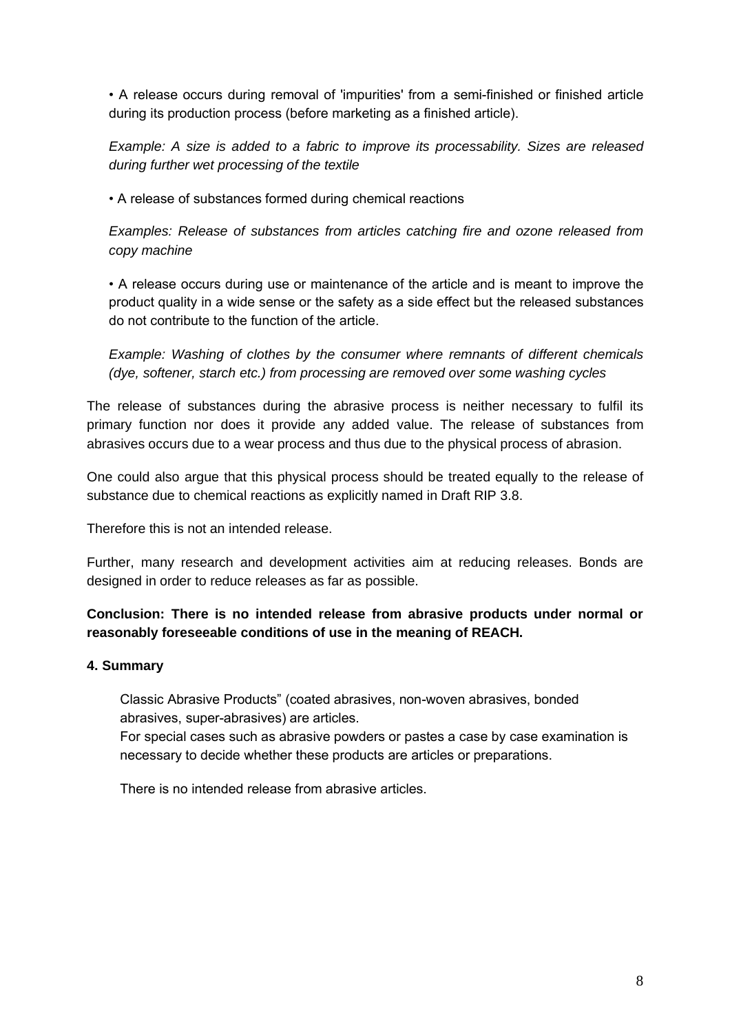- A release occurs during removal of 'impurities' from a semi-finished or finished article during its production process (before marketing as a finished article).

  *Example: A size is added to a fabric to improve its processability. Sizes are released during further wet processing of the textile*

- A release of substances formed during chemical reactions

  *Examples: Release of substances from articles catching fire and ozone released from copy machine*

- A release occurs during use or maintenance of the article and is meant to improve the product quality in a wide sense or the safety as a side effect but the released substances do not contribute to the function of the article.

  *Example: Washing of clothes by the consumer where remnants of different chemicals (dye, softener, starch etc.) from processing are removed over some washing cycles*

The release of substances during the abrasive process is neither necessary to fulfil its primary function nor does it provide any added value. The release of substances from abrasives occurs due to a wear process and thus due to the physical process of abrasion.

One could also argue that this physical process should be treated equally to the release of substance due to chemical reactions as explicitly named in Draft RIP 3.8.

Therefore this is not an intended release.

Further, many research and development activities aim at reducing releases. Bonds are designed in order to reduce releases as far as possible.

**Conclusion: There is no intended release from abrasive products under normal or reasonably foreseeable conditions of use in the meaning of REACH.**

**4. Summary**

Classic Abrasive Products" (coated abrasives, non-woven abrasives, bonded abrasives, super-abrasives) are articles.
For special cases such as abrasive powders or pastes a case by case examination is necessary to decide whether these products are articles or preparations.

There is no intended release from abrasive articles.